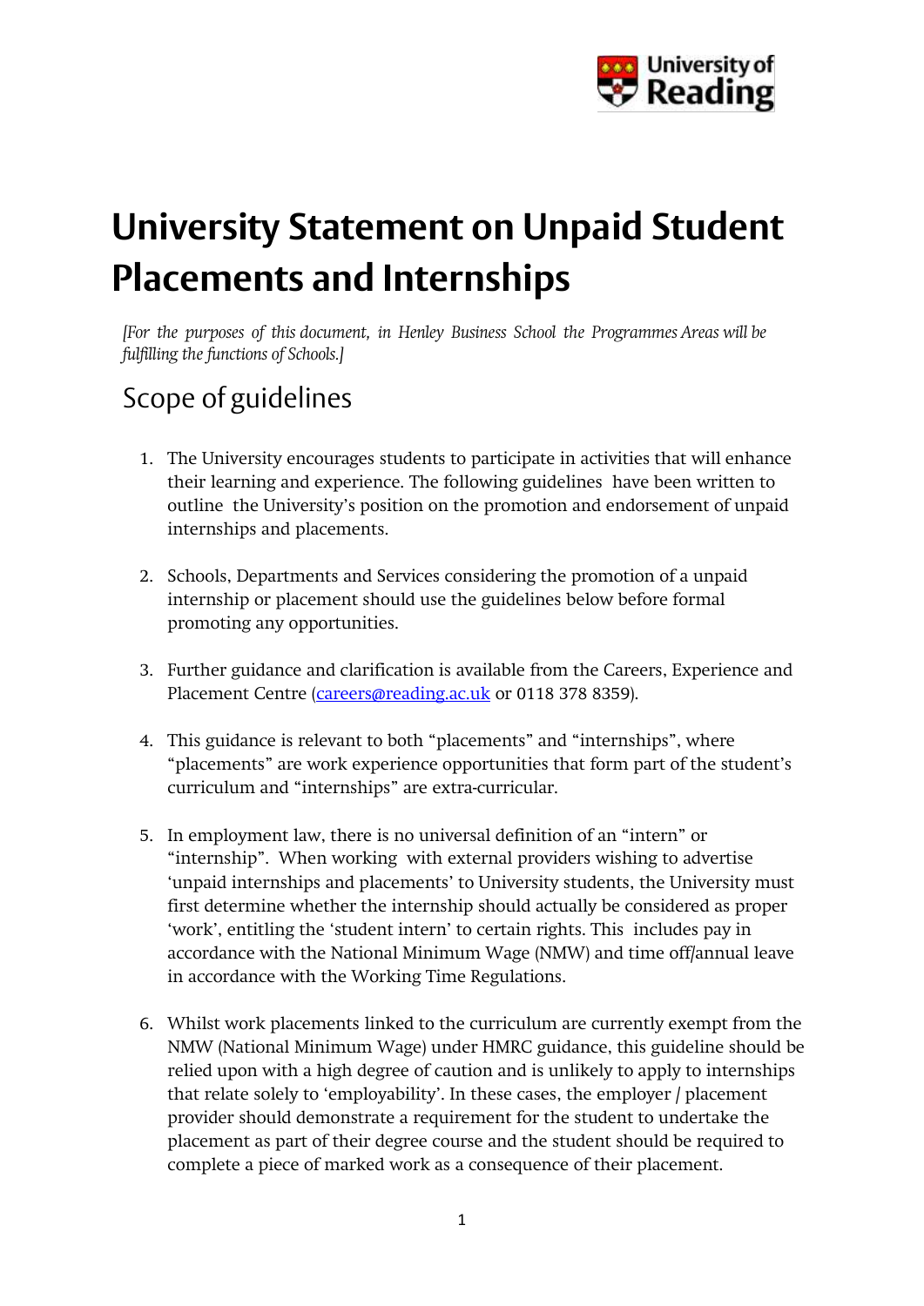# University Statement on Unpaid Student Placements and Internships

*[For the purposes of this document, in Henley Business School the Programmes Areas will be fulfilling the functions of Schools.]*

## Scope of guidelines

1. The University encourages students to participate in activities that will enhance their learning and experience. The following guidelines have been written to outline the University's position on the promotion and endorsement of unpaid internships and placements.

2. Schools, Departments and Services considering the promotion of a unpaid internship or placement should use the guidelines below before formal promoting any opportunities.

3. Further guidance and clarification is available from the Careers, Experience and Placement Centre (careers@reading.ac.uk or 0118 378 8359).

4. This guidance is relevant to both "placements" and "internships", where "placements" are work experience opportunities that form part of the student's curriculum and "internships" are extra-curricular.

5. In employment law, there is no universal definition of an "intern" or "internship". When working with external providers wishing to advertise 'unpaid internships and placements' to University students, the University must first determine whether the internship should actually be considered as proper 'work', entitling the 'student intern' to certain rights. This includes pay in accordance with the National Minimum Wage (NMW) and time off/annual leave in accordance with the Working Time Regulations.

6. Whilst work placements linked to the curriculum are currently exempt from the NMW (National Minimum Wage) under HMRC guidance, this guideline should be relied upon with a high degree of caution and is unlikely to apply to internships that relate solely to 'employability'. In these cases, the employer / placement provider should demonstrate a requirement for the student to undertake the placement as part of their degree course and the student should be required to complete a piece of marked work as a consequence of their placement.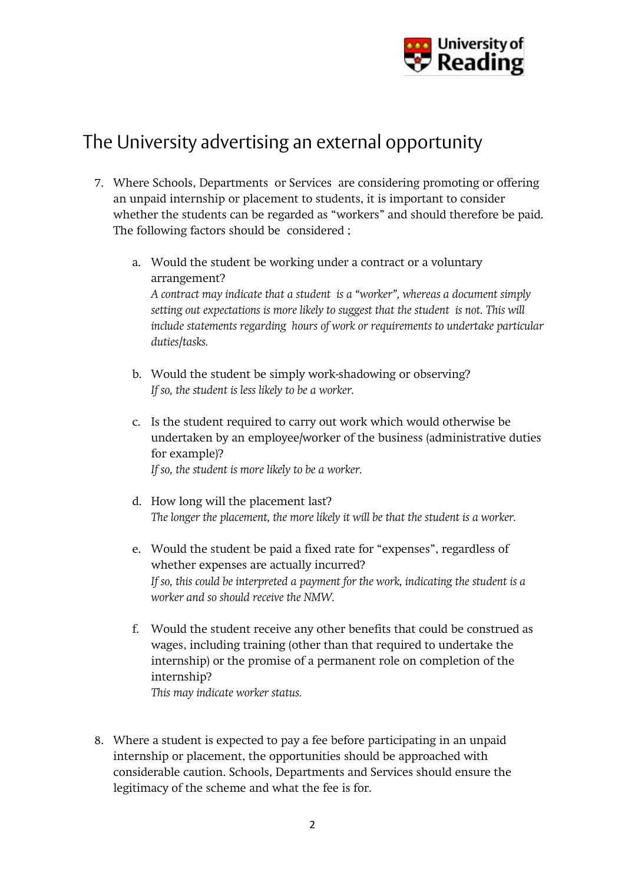## The University advertising an external opportunity

7. Where Schools, Departments or Services are considering promoting or offering an unpaid internship or placement to students, it is important to consider whether the students can be regarded as "workers" and should therefore be paid. The following factors should be considered ;

   a. Would the student be working under a contract or a voluntary arrangement?
   *A contract may indicate that a student is a "worker", whereas a document simply setting out expectations is more likely to suggest that the student is not. This will include statements regarding hours of work or requirements to undertake particular duties/tasks.*

   b. Would the student be simply work-shadowing or observing?
   *If so, the student is less likely to be a worker.*

   c. Is the student required to carry out work which would otherwise be undertaken by an employee/worker of the business (administrative duties for example)?
   *If so, the student is more likely to be a worker.*

   d. How long will the placement last?
   *The longer the placement, the more likely it will be that the student is a worker.*

   e. Would the student be paid a fixed rate for "expenses", regardless of whether expenses are actually incurred?
   *If so, this could be interpreted a payment for the work, indicating the student is a worker and so should receive the NMW.*

   f. Would the student receive any other benefits that could be construed as wages, including training (other than that required to undertake the internship) or the promise of a permanent role on completion of the internship?
   *This may indicate worker status.*

8. Where a student is expected to pay a fee before participating in an unpaid internship or placement, the opportunities should be approached with considerable caution. Schools, Departments and Services should ensure the legitimacy of the scheme and what the fee is for.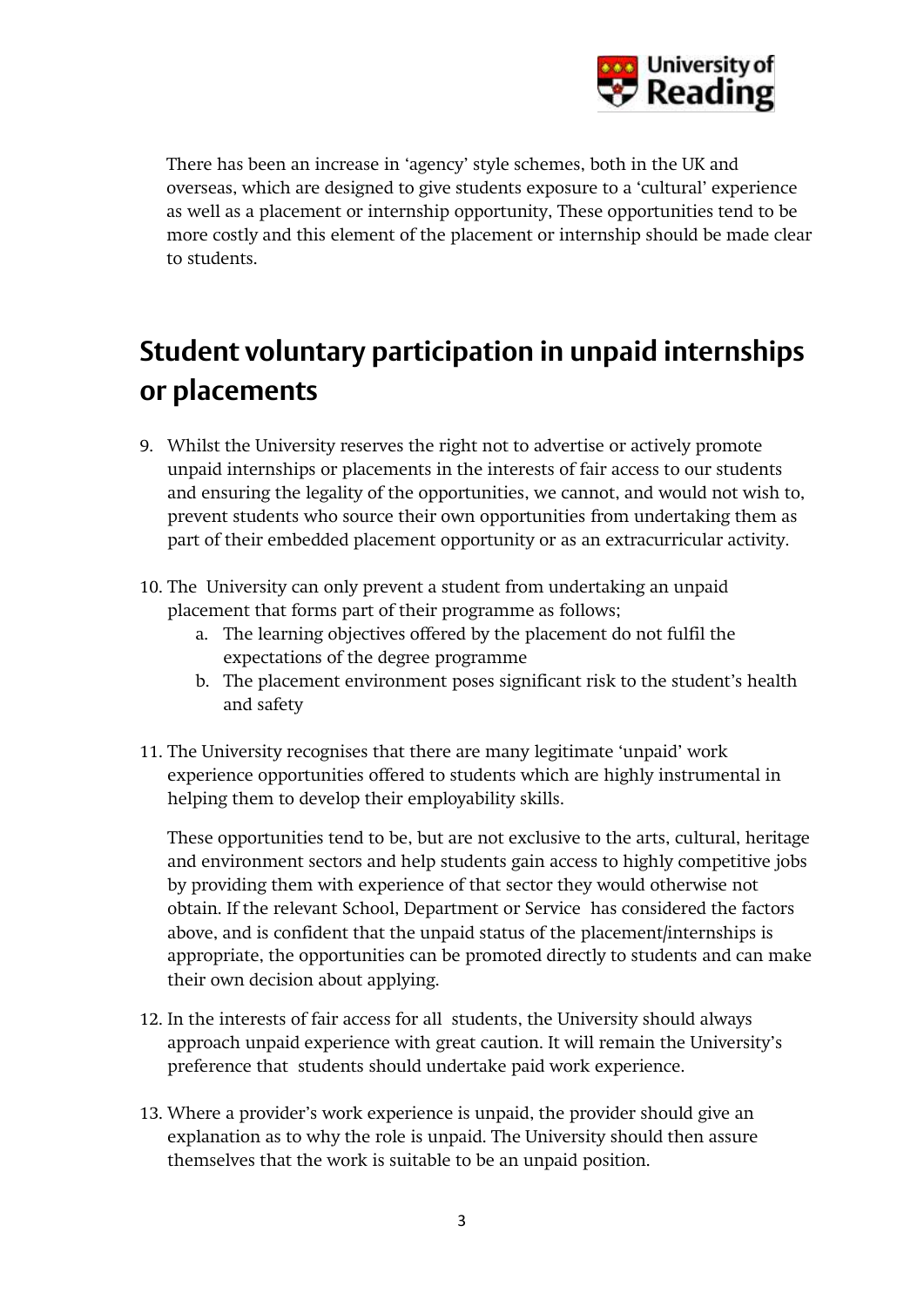There has been an increase in 'agency' style schemes, both in the UK and overseas, which are designed to give students exposure to a 'cultural' experience as well as a placement or internship opportunity, These opportunities tend to be more costly and this element of the placement or internship should be made clear to students.

## Student voluntary participation in unpaid internships or placements

9. Whilst the University reserves the right not to advertise or actively promote unpaid internships or placements in the interests of fair access to our students and ensuring the legality of the opportunities, we cannot, and would not wish to, prevent students who source their own opportunities from undertaking them as part of their embedded placement opportunity or as an extracurricular activity.

10. The University can only prevent a student from undertaking an unpaid placement that forms part of their programme as follows;
    a. The learning objectives offered by the placement do not fulfil the expectations of the degree programme
    b. The placement environment poses significant risk to the student's health and safety

11. The University recognises that there are many legitimate 'unpaid' work experience opportunities offered to students which are highly instrumental in helping them to develop their employability skills.

    These opportunities tend to be, but are not exclusive to the arts, cultural, heritage and environment sectors and help students gain access to highly competitive jobs by providing them with experience of that sector they would otherwise not obtain. If the relevant School, Department or Service has considered the factors above, and is confident that the unpaid status of the placement/internships is appropriate, the opportunities can be promoted directly to students and can make their own decision about applying.

12. In the interests of fair access for all students, the University should always approach unpaid experience with great caution. It will remain the University's preference that students should undertake paid work experience.

13. Where a provider's work experience is unpaid, the provider should give an explanation as to why the role is unpaid. The University should then assure themselves that the work is suitable to be an unpaid position.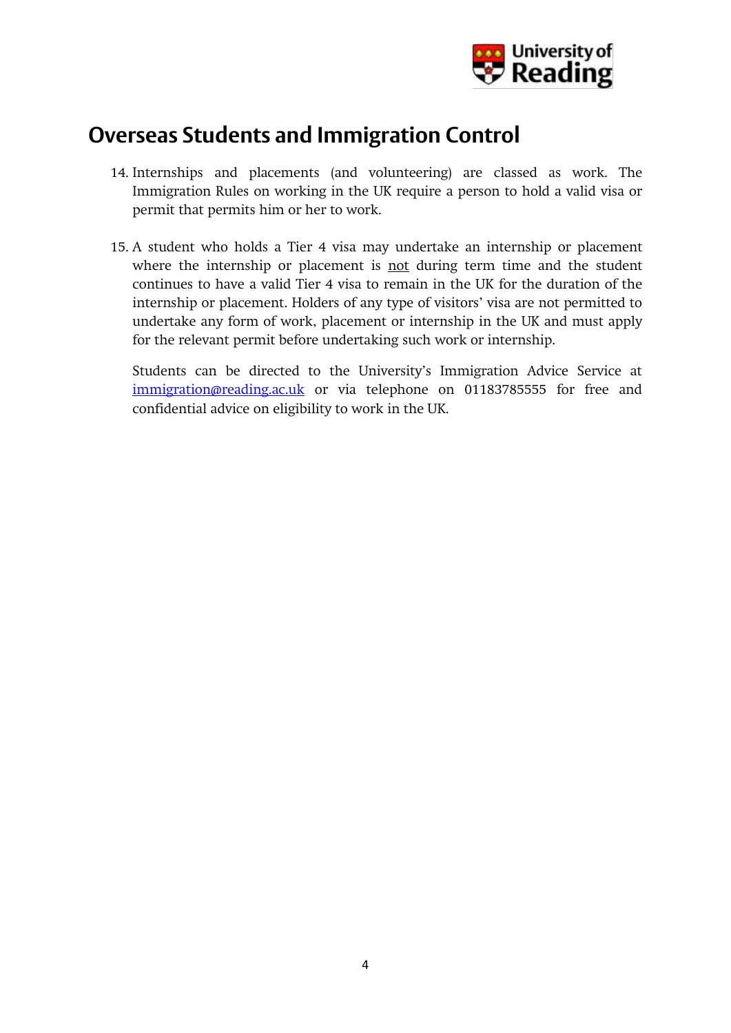## Overseas Students and Immigration Control

14. Internships and placements (and volunteering) are classed as work. The Immigration Rules on working in the UK require a person to hold a valid visa or permit that permits him or her to work.

15. A student who holds a Tier 4 visa may undertake an internship or placement where the internship or placement is <u>not</u> during term time and the student continues to have a valid Tier 4 visa to remain in the UK for the duration of the internship or placement. Holders of any type of visitors' visa are not permitted to undertake any form of work, placement or internship in the UK and must apply for the relevant permit before undertaking such work or internship.

    Students can be directed to the University's Immigration Advice Service at [immigration@reading.ac.uk](mailto:immigration@reading.ac.uk) or via telephone on 01183785555 for free and confidential advice on eligibility to work in the UK.